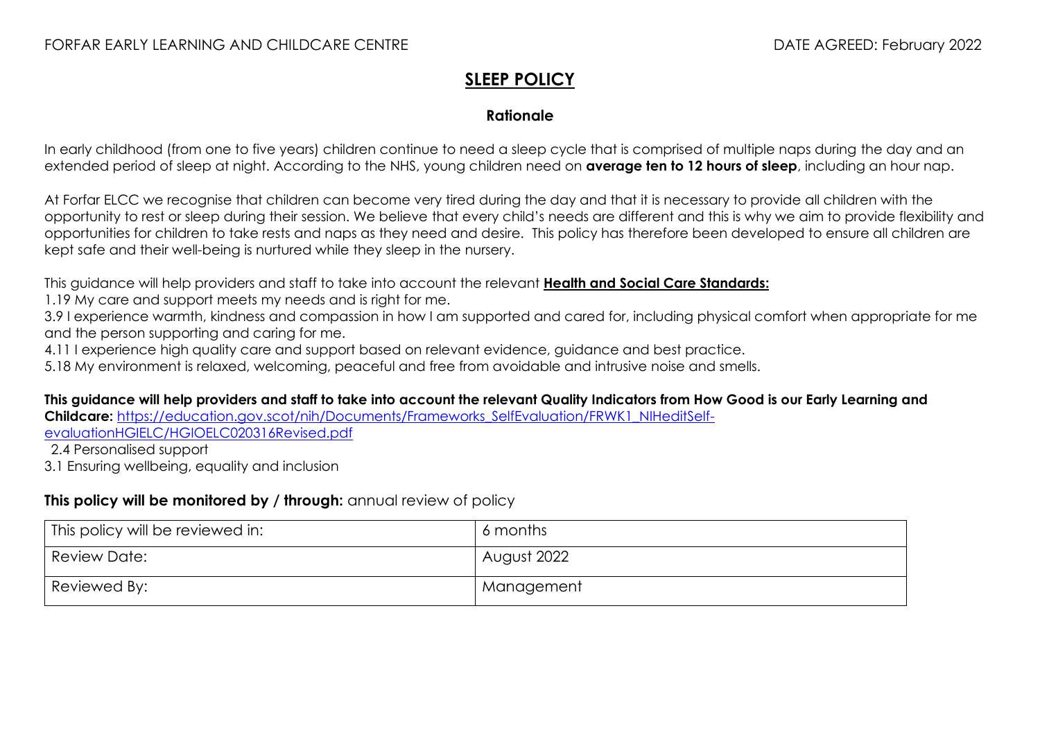FORFAR EARLY LEARNING AND CHILDCARE CENTRE DATE AGREED: February 2022

# SLEEP POLICY

## Rationale

In early childhood (from one to five years) children continue to need a sleep cycle that is comprised of multiple naps during the day and an extended period of sleep at night. According to the NHS, young children need on **average ten to 12 hours of sleep**, including an hour nap.

At Forfar ELCC we recognise that children can become very tired during the day and that it is necessary to provide all children with the opportunity to rest or sleep during their session. We believe that every child's needs are different and this is why we aim to provide flexibility and opportunities for children to take rests and naps as they need and desire. This policy has therefore been developed to ensure all children are kept safe and their well-being is nurtured while they sleep in the nursery.

This guidance will help providers and staff to take into account the relevant **Health and Social Care Standards:**

1.19 My care and support meets my needs and is right for me.

3.9 I experience warmth, kindness and compassion in how I am supported and cared for, including physical comfort when appropriate for me and the person supporting and caring for me.

4.11 I experience high quality care and support based on relevant evidence, guidance and best practice.

5.18 My environment is relaxed, welcoming, peaceful and free from avoidable and intrusive noise and smells.

**This guidance will help providers and staff to take into account the relevant Quality Indicators from How Good is our Early Learning and Childcare:** https://education.gov.scot/nih/Documents/Frameworks_SelfEvaluation/FRWK1_NIHeditSelf-evaluationHGIELC/HGIOELC020316Revised.pdf

2.4 Personalised support

3.1 Ensuring wellbeing, equality and inclusion

**This policy will be monitored by / through:** annual review of policy

| This policy will be reviewed in: | 6 months |
| --- | --- |
| Review Date: | August 2022 |
| Reviewed By: | Management |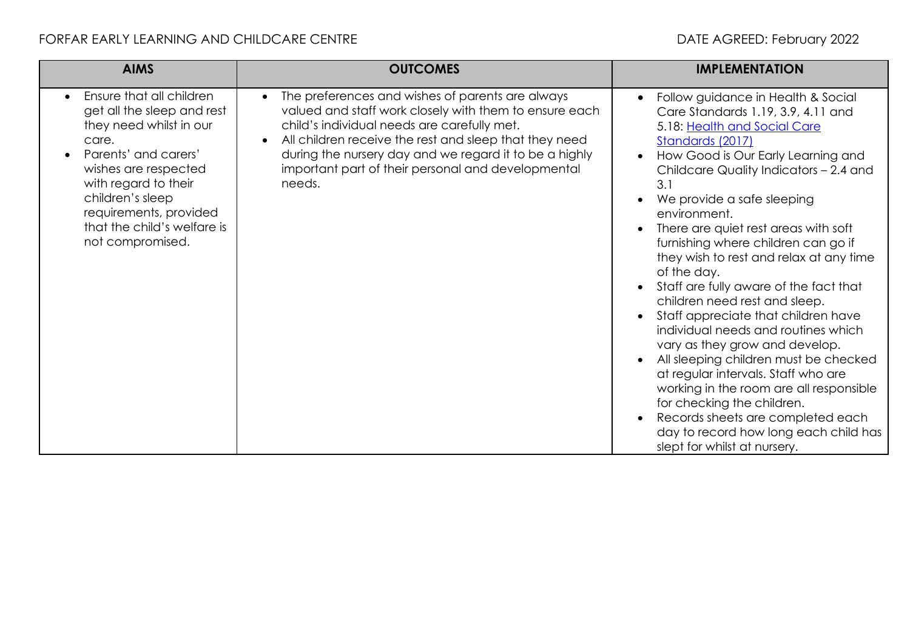FORFAR EARLY LEARNING AND CHILDCARE CENTRE

DATE AGREED: February 2022

| AIMS | OUTCOMES | IMPLEMENTATION |
| --- | --- | --- |
| • Ensure that all children get all the sleep and rest they need whilst in our care.<br>• Parents' and carers' wishes are respected with regard to their children's sleep requirements, provided that the child's welfare is not compromised. | • The preferences and wishes of parents are always valued and staff work closely with them to ensure each child's individual needs are carefully met.<br>• All children receive the rest and sleep that they need during the nursery day and we regard it to be a highly important part of their personal and developmental needs. | • Follow guidance in Health & Social Care Standards 1.19, 3.9, 4.11 and 5.18: Health and Social Care Standards (2017)<br>• How Good is Our Early Learning and Childcare Quality Indicators – 2.4 and 3.1<br>• We provide a safe sleeping environment.<br>• There are quiet rest areas with soft furnishing where children can go if they wish to rest and relax at any time of the day.<br>• Staff are fully aware of the fact that children need rest and sleep.<br>• Staff appreciate that children have individual needs and routines which vary as they grow and develop.<br>• All sleeping children must be checked at regular intervals. Staff who are working in the room are all responsible for checking the children.<br>• Records sheets are completed each day to record how long each child has slept for whilst at nursery. |